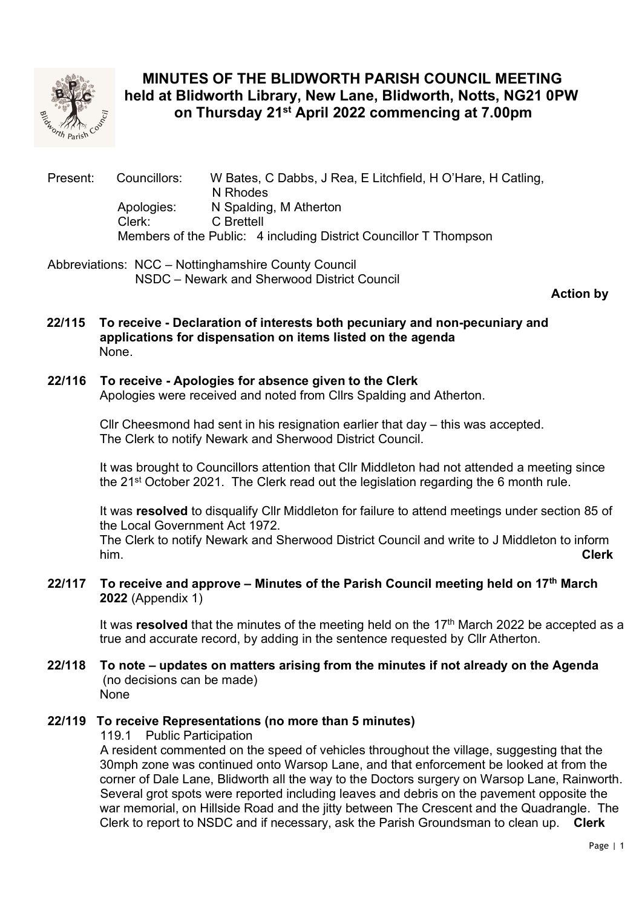# MINUTES OF THE BLIDWORTH PARISH COUNCIL MEETING held at Blidworth Library, New Lane, Blidworth, Notts, NG21 0PW on Thursday 21st April 2022 commencing at 7.00pm

Present: Councillors: W Bates, C Dabbs, J Rea, E Litchfield, H O'Hare, H Catling, N Rhodes
Apologies: N Spalding, M Atherton
Clerk: C Brettell
Members of the Public: 4 including District Councillor T Thompson

Abbreviations: NCC – Nottinghamshire County Council
NSDC – Newark and Sherwood District Council

**Action by**

**22/115 To receive - Declaration of interests both pecuniary and non-pecuniary and applications for dispensation on items listed on the agenda**
None.

**22/116 To receive - Apologies for absence given to the Clerk**
Apologies were received and noted from Cllrs Spalding and Atherton.

Cllr Cheesmond had sent in his resignation earlier that day – this was accepted. The Clerk to notify Newark and Sherwood District Council.

It was brought to Councillors attention that Cllr Middleton had not attended a meeting since the 21st October 2021. The Clerk read out the legislation regarding the 6 month rule.

It was **resolved** to disqualify Cllr Middleton for failure to attend meetings under section 85 of the Local Government Act 1972.
The Clerk to notify Newark and Sherwood District Council and write to J Middleton to inform him. **Clerk**

**22/117 To receive and approve – Minutes of the Parish Council meeting held on 17th March 2022** (Appendix 1)

It was **resolved** that the minutes of the meeting held on the 17th March 2022 be accepted as a true and accurate record, by adding in the sentence requested by Cllr Atherton.

**22/118 To note – updates on matters arising from the minutes if not already on the Agenda** (no decisions can be made)
None

**22/119 To receive Representations (no more than 5 minutes)**
119.1 Public Participation
A resident commented on the speed of vehicles throughout the village, suggesting that the 30mph zone was continued onto Warsop Lane, and that enforcement be looked at from the corner of Dale Lane, Blidworth all the way to the Doctors surgery on Warsop Lane, Rainworth. Several grot spots were reported including leaves and debris on the pavement opposite the war memorial, on Hillside Road and the jitty between The Crescent and the Quadrangle. The Clerk to report to NSDC and if necessary, ask the Parish Groundsman to clean up. **Clerk**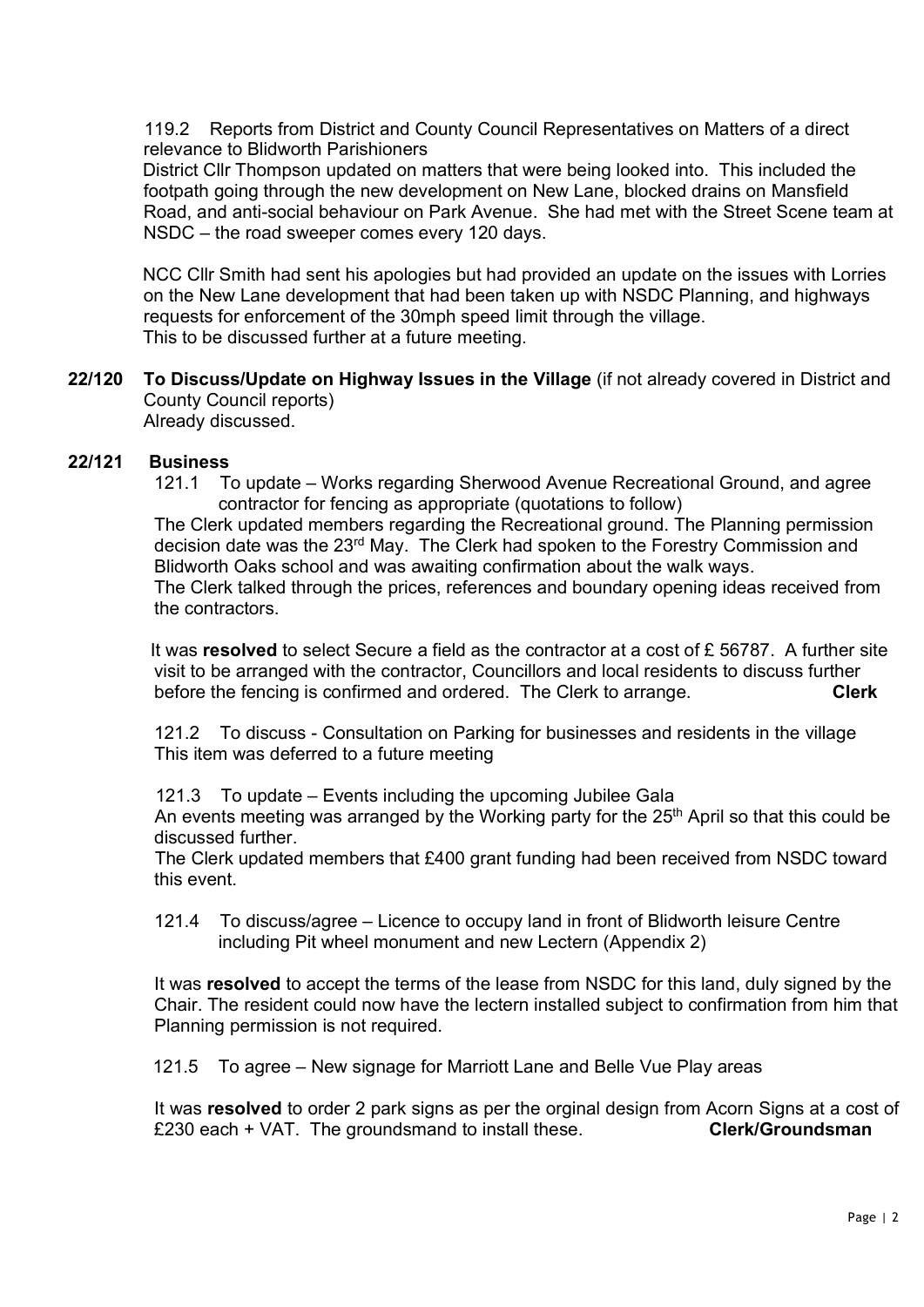119.2 Reports from District and County Council Representatives on Matters of a direct relevance to Blidworth Parishioners

District Cllr Thompson updated on matters that were being looked into. This included the footpath going through the new development on New Lane, blocked drains on Mansfield Road, and anti-social behaviour on Park Avenue. She had met with the Street Scene team at NSDC – the road sweeper comes every 120 days.

NCC Cllr Smith had sent his apologies but had provided an update on the issues with Lorries on the New Lane development that had been taken up with NSDC Planning, and highways requests for enforcement of the 30mph speed limit through the village.
This to be discussed further at a future meeting.

**22/120 To Discuss/Update on Highway Issues in the Village** (if not already covered in District and County Council reports)
Already discussed.

**22/121 Business**

121.1 To update – Works regarding Sherwood Avenue Recreational Ground, and agree contractor for fencing as appropriate (quotations to follow)

The Clerk updated members regarding the Recreational ground. The Planning permission decision date was the 23rd May. The Clerk had spoken to the Forestry Commission and Blidworth Oaks school and was awaiting confirmation about the walk ways.
The Clerk talked through the prices, references and boundary opening ideas received from the contractors.

It was **resolved** to select Secure a field as the contractor at a cost of £ 56787. A further site visit to be arranged with the contractor, Councillors and local residents to discuss further before the fencing is confirmed and ordered. The Clerk to arrange. **Clerk**

121.2 To discuss - Consultation on Parking for businesses and residents in the village
This item was deferred to a future meeting

121.3 To update – Events including the upcoming Jubilee Gala
An events meeting was arranged by the Working party for the 25th April so that this could be discussed further.
The Clerk updated members that £400 grant funding had been received from NSDC toward this event.

121.4 To discuss/agree – Licence to occupy land in front of Blidworth leisure Centre including Pit wheel monument and new Lectern (Appendix 2)

It was **resolved** to accept the terms of the lease from NSDC for this land, duly signed by the Chair. The resident could now have the lectern installed subject to confirmation from him that Planning permission is not required.

121.5 To agree – New signage for Marriott Lane and Belle Vue Play areas

It was **resolved** to order 2 park signs as per the orginal design from Acorn Signs at a cost of £230 each + VAT. The groundsmand to install these. **Clerk/Groundsman**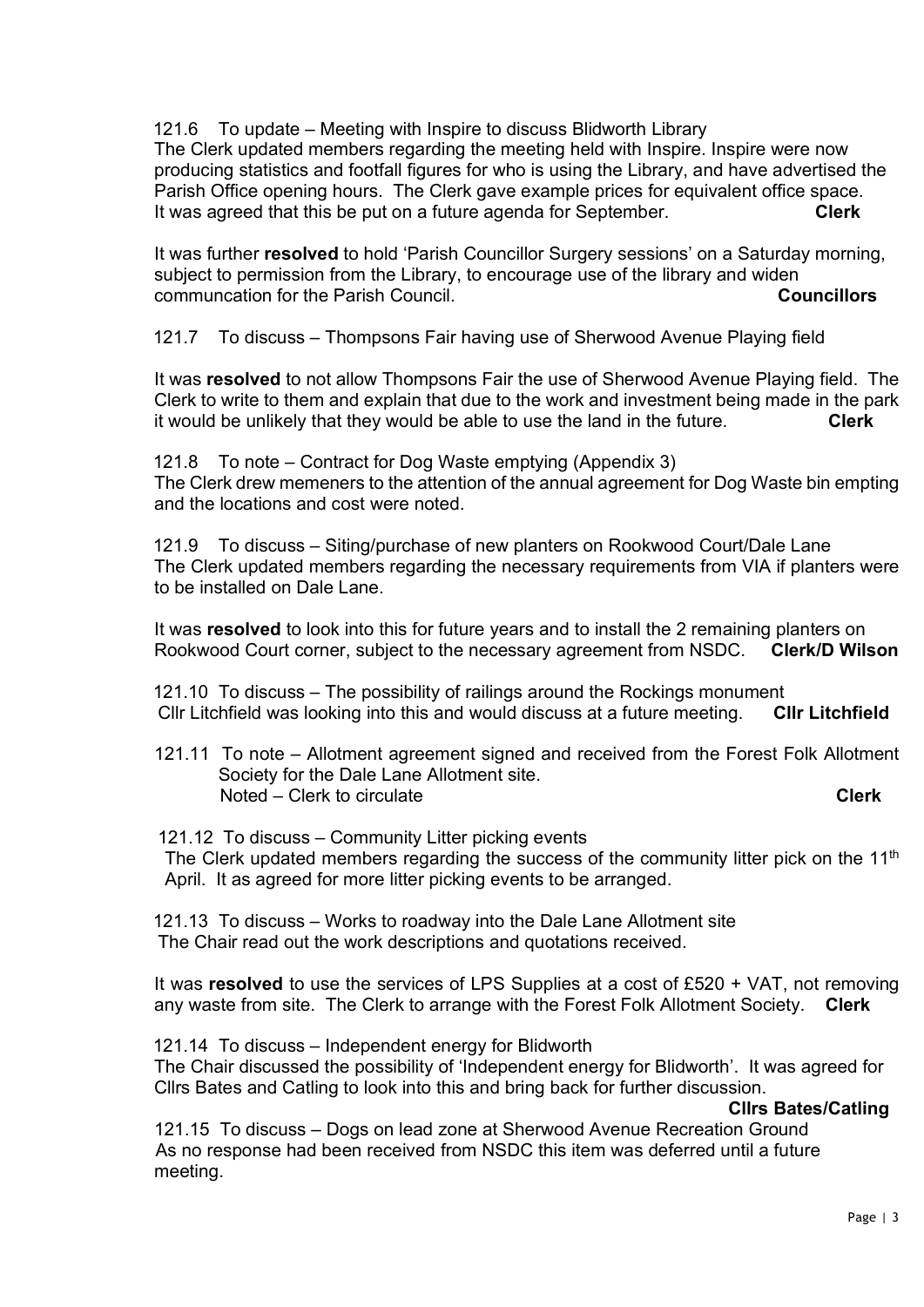121.6 To update – Meeting with Inspire to discuss Blidworth Library
The Clerk updated members regarding the meeting held with Inspire. Inspire were now producing statistics and footfall figures for who is using the Library, and have advertised the Parish Office opening hours. The Clerk gave example prices for equivalent office space. It was agreed that this be put on a future agenda for September. **Clerk**

It was further **resolved** to hold 'Parish Councillor Surgery sessions' on a Saturday morning, subject to permission from the Library, to encourage use of the library and widen communcation for the Parish Council. **Councillors**

121.7 To discuss – Thompsons Fair having use of Sherwood Avenue Playing field

It was **resolved** to not allow Thompsons Fair the use of Sherwood Avenue Playing field. The Clerk to write to them and explain that due to the work and investment being made in the park it would be unlikely that they would be able to use the land in the future. **Clerk**

121.8 To note – Contract for Dog Waste emptying (Appendix 3)
The Clerk drew memeners to the attention of the annual agreement for Dog Waste bin empting and the locations and cost were noted.

121.9 To discuss – Siting/purchase of new planters on Rookwood Court/Dale Lane
The Clerk updated members regarding the necessary requirements from VIA if planters were to be installed on Dale Lane.

It was **resolved** to look into this for future years and to install the 2 remaining planters on Rookwood Court corner, subject to the necessary agreement from NSDC. **Clerk/D Wilson**

121.10 To discuss – The possibility of railings around the Rockings monument
Cllr Litchfield was looking into this and would discuss at a future meeting. **Cllr Litchfield**

121.11 To note – Allotment agreement signed and received from the Forest Folk Allotment Society for the Dale Lane Allotment site.
Noted – Clerk to circulate **Clerk**

121.12 To discuss – Community Litter picking events
The Clerk updated members regarding the success of the community litter pick on the 11th April. It as agreed for more litter picking events to be arranged.

121.13 To discuss – Works to roadway into the Dale Lane Allotment site
The Chair read out the work descriptions and quotations received.

It was **resolved** to use the services of LPS Supplies at a cost of £520 + VAT, not removing any waste from site. The Clerk to arrange with the Forest Folk Allotment Society. **Clerk**

121.14 To discuss – Independent energy for Blidworth
The Chair discussed the possibility of 'Independent energy for Blidworth'. It was agreed for Cllrs Bates and Catling to look into this and bring back for further discussion.
**Cllrs Bates/Catling**

121.15 To discuss – Dogs on lead zone at Sherwood Avenue Recreation Ground
As no response had been received from NSDC this item was deferred until a future meeting.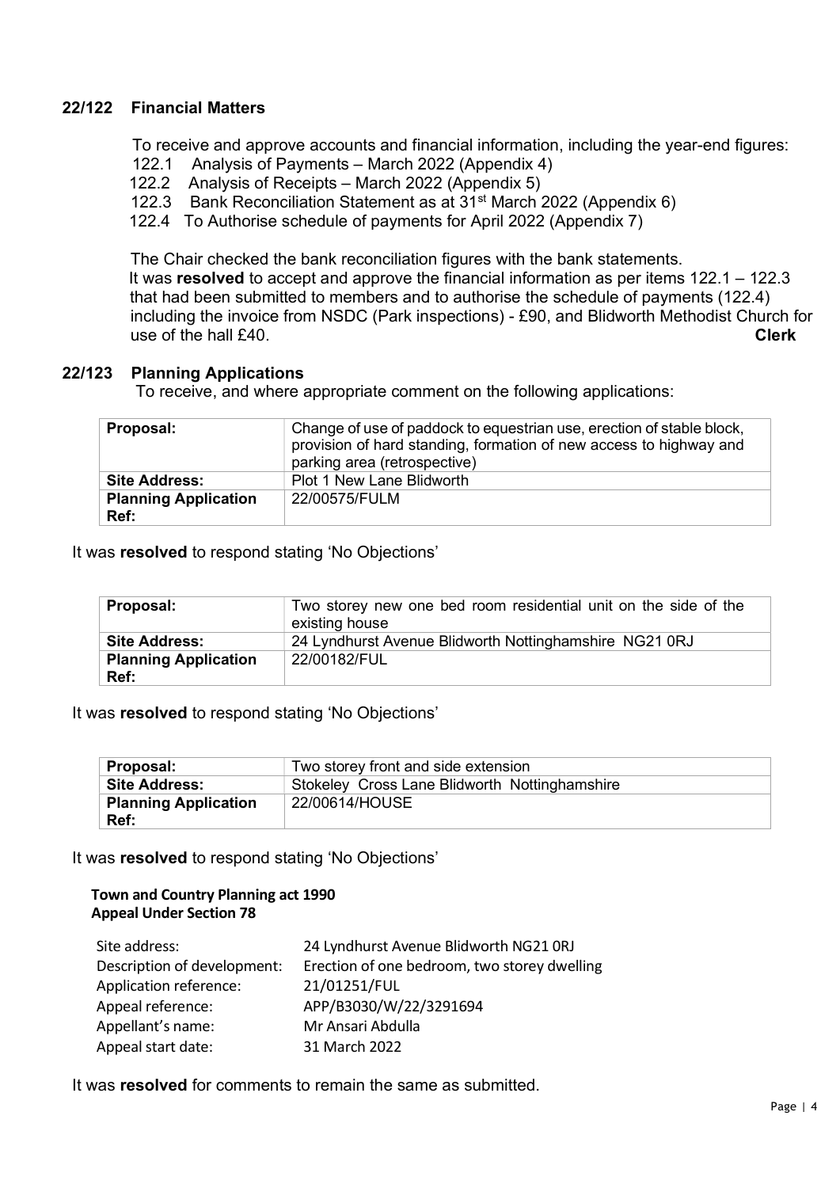## 22/122 Financial Matters

To receive and approve accounts and financial information, including the year-end figures:

122.1 Analysis of Payments – March 2022 (Appendix 4)
122.2 Analysis of Receipts – March 2022 (Appendix 5)
122.3 Bank Reconciliation Statement as at 31st March 2022 (Appendix 6)
122.4 To Authorise schedule of payments for April 2022 (Appendix 7)

The Chair checked the bank reconciliation figures with the bank statements.
It was **resolved** to accept and approve the financial information as per items 122.1 – 122.3 that had been submitted to members and to authorise the schedule of payments (122.4) including the invoice from NSDC (Park inspections) - £90, and Blidworth Methodist Church for use of the hall £40. **Clerk**

## 22/123 Planning Applications

To receive, and where appropriate comment on the following applications:

| **Proposal:** | Change of use of paddock to equestrian use, erection of stable block, provision of hard standing, formation of new access to highway and parking area (retrospective) |
|---|---|
| **Site Address:** | Plot 1 New Lane Blidworth |
| **Planning Application Ref:** | 22/00575/FULM |

It was **resolved** to respond stating 'No Objections'

| **Proposal:** | Two storey new one bed room residential unit on the side of the existing house |
|---|---|
| **Site Address:** | 24 Lyndhurst Avenue Blidworth Nottinghamshire NG21 0RJ |
| **Planning Application Ref:** | 22/00182/FUL |

It was **resolved** to respond stating 'No Objections'

| **Proposal:** | Two storey front and side extension |
|---|---|
| **Site Address:** | Stokeley Cross Lane Blidworth Nottinghamshire |
| **Planning Application Ref:** | 22/00614/HOUSE |

It was **resolved** to respond stating 'No Objections'

**Town and Country Planning act 1990**
**Appeal Under Section 78**

| | |
|---|---|
| Site address: | 24 Lyndhurst Avenue Blidworth NG21 0RJ |
| Description of development: | Erection of one bedroom, two storey dwelling |
| Application reference: | 21/01251/FUL |
| Appeal reference: | APP/B3030/W/22/3291694 |
| Appellant's name: | Mr Ansari Abdulla |
| Appeal start date: | 31 March 2022 |

It was **resolved** for comments to remain the same as submitted.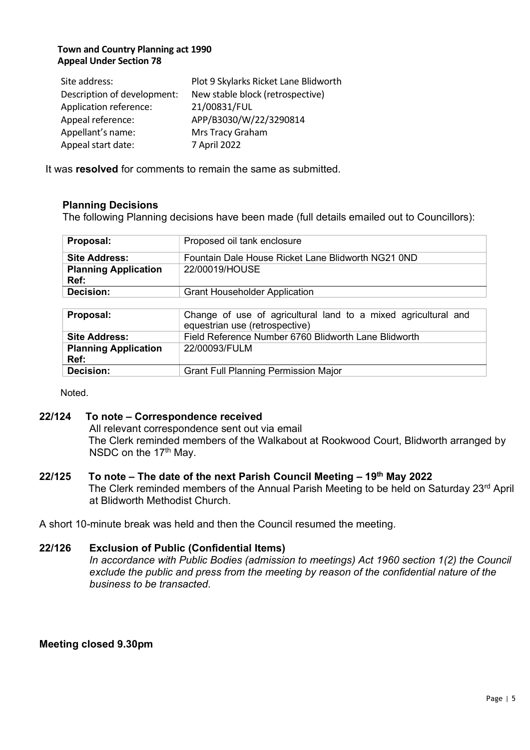**Town and Country Planning act 1990**
**Appeal Under Section 78**

| | |
|---|---|
| Site address: | Plot 9 Skylarks Ricket Lane Blidworth |
| Description of development: | New stable block (retrospective) |
| Application reference: | 21/00831/FUL |
| Appeal reference: | APP/B3030/W/22/3290814 |
| Appellant's name: | Mrs Tracy Graham |
| Appeal start date: | 7 April 2022 |

It was **resolved** for comments to remain the same as submitted.

**Planning Decisions**

The following Planning decisions have been made (full details emailed out to Councillors):

| | |
|---|---|
| **Proposal:** | Proposed oil tank enclosure |
| **Site Address:** | Fountain Dale House Ricket Lane Blidworth NG21 0ND |
| **Planning Application Ref:** | 22/00019/HOUSE |
| **Decision:** | Grant Householder Application |

| | |
|---|---|
| **Proposal:** | Change of use of agricultural land to a mixed agricultural and equestrian use (retrospective) |
| **Site Address:** | Field Reference Number 6760 Blidworth Lane Blidworth |
| **Planning Application Ref:** | 22/00093/FULM |
| **Decision:** | Grant Full Planning Permission Major |

Noted.

**22/124 To note – Correspondence received**

All relevant correspondence sent out via email

The Clerk reminded members of the Walkabout at Rookwood Court, Blidworth arranged by NSDC on the 17th May.

**22/125 To note – The date of the next Parish Council Meeting – 19th May 2022**

The Clerk reminded members of the Annual Parish Meeting to be held on Saturday 23rd April at Blidworth Methodist Church.

A short 10-minute break was held and then the Council resumed the meeting.

**22/126 Exclusion of Public (Confidential Items)**

*In accordance with Public Bodies (admission to meetings) Act 1960 section 1(2) the Council exclude the public and press from the meeting by reason of the confidential nature of the business to be transacted*.

**Meeting closed 9.30pm**